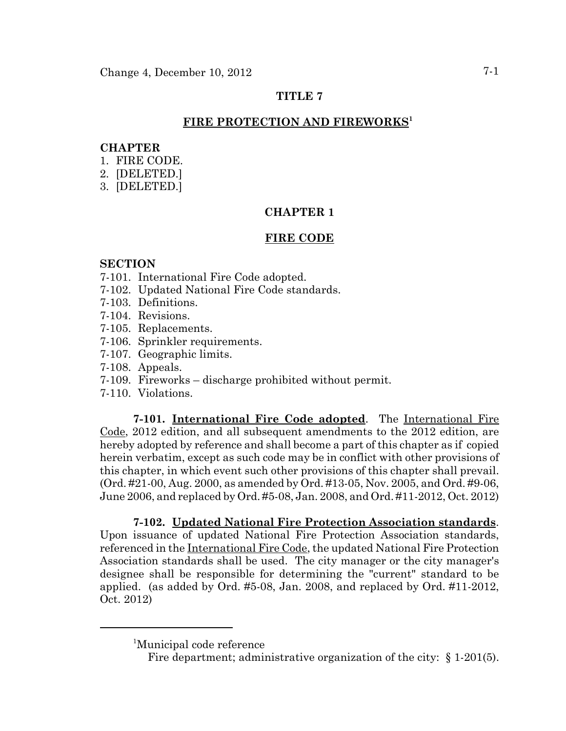# TITLE 7

## FIRE PROTECTION AND FIREWORKS[1]

**CHAPTER**

1. FIRE CODE.
2. [DELETED.]
3. [DELETED.]

## CHAPTER 1

## FIRE CODE

**SECTION**

7-101. International Fire Code adopted.
7-102. Updated National Fire Code standards.
7-103. Definitions.
7-104. Revisions.
7-105. Replacements.
7-106. Sprinkler requirements.
7-107. Geographic limits.
7-108. Appeals.
7-109. Fireworks – discharge prohibited without permit.
7-110. Violations.

**7-101. International Fire Code adopted**. The International Fire Code, 2012 edition, and all subsequent amendments to the 2012 edition, are hereby adopted by reference and shall become a part of this chapter as if copied herein verbatim, except as such code may be in conflict with other provisions of this chapter, in which event such other provisions of this chapter shall prevail. (Ord. #21-00, Aug. 2000, as amended by Ord. #13-05, Nov. 2005, and Ord. #9-06, June 2006, and replaced by Ord. #5-08, Jan. 2008, and Ord. #11-2012, Oct. 2012)

**7-102. Updated National Fire Protection Association standards**. Upon issuance of updated National Fire Protection Association standards, referenced in the International Fire Code, the updated National Fire Protection Association standards shall be used. The city manager or the city manager's designee shall be responsible for determining the "current" standard to be applied. (as added by Ord. #5-08, Jan. 2008, and replaced by Ord. #11-2012, Oct. 2012)

---

[1]Municipal code reference

Fire department; administrative organization of the city: § 1-201(5).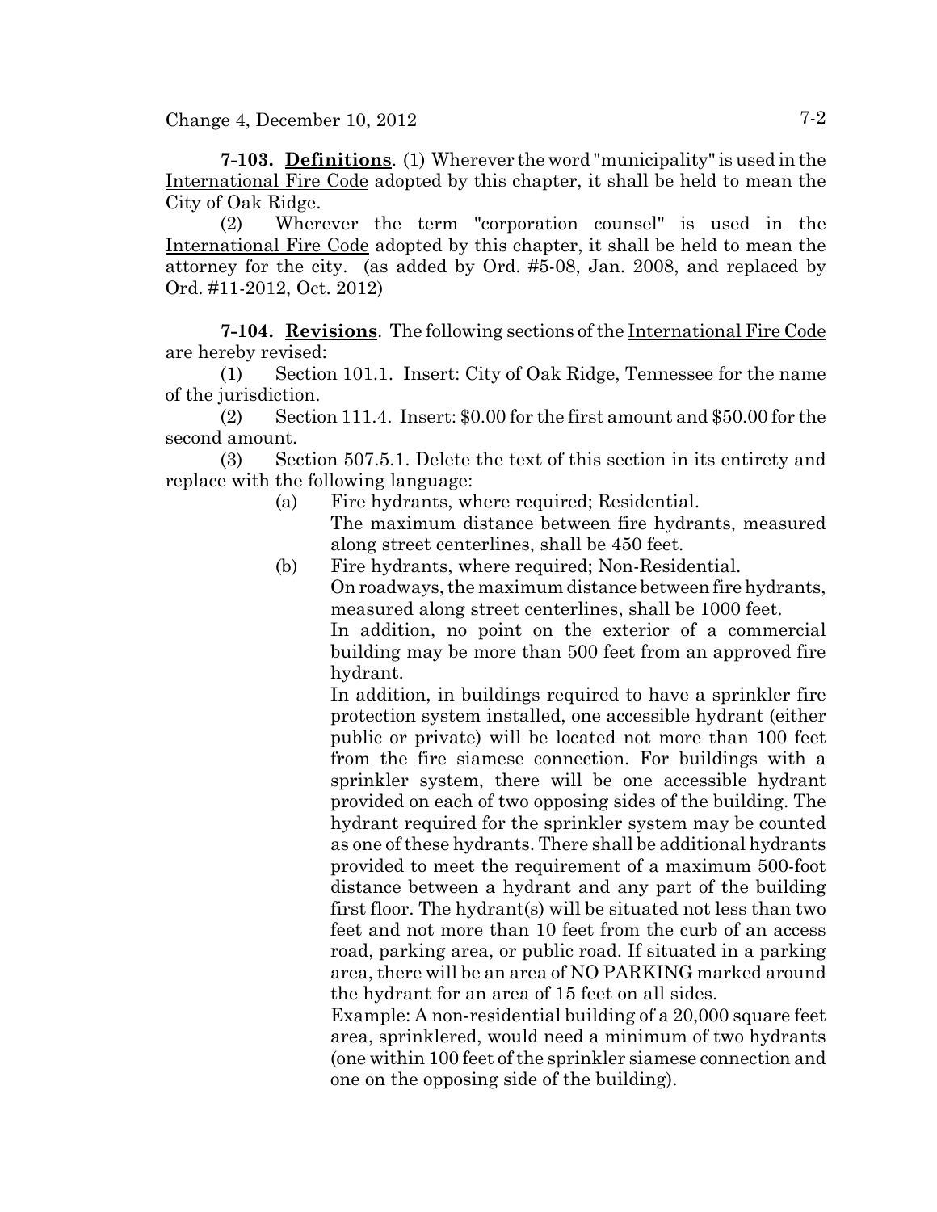**7-103. Definitions**. (1) Wherever the word "municipality" is used in the International Fire Code adopted by this chapter, it shall be held to mean the City of Oak Ridge.

(2) Wherever the term "corporation counsel" is used in the International Fire Code adopted by this chapter, it shall be held to mean the attorney for the city. (as added by Ord. #5-08, Jan. 2008, and replaced by Ord. #11-2012, Oct. 2012)

**7-104. Revisions**. The following sections of the International Fire Code are hereby revised:

(1) Section 101.1. Insert: City of Oak Ridge, Tennessee for the name of the jurisdiction.

(2) Section 111.4. Insert: $0.00 for the first amount and $50.00 for the second amount.

(3) Section 507.5.1. Delete the text of this section in its entirety and replace with the following language:

(a) Fire hydrants, where required; Residential.
The maximum distance between fire hydrants, measured along street centerlines, shall be 450 feet.

(b) Fire hydrants, where required; Non-Residential.
On roadways, the maximum distance between fire hydrants, measured along street centerlines, shall be 1000 feet.
In addition, no point on the exterior of a commercial building may be more than 500 feet from an approved fire hydrant.
In addition, in buildings required to have a sprinkler fire protection system installed, one accessible hydrant (either public or private) will be located not more than 100 feet from the fire siamese connection. For buildings with a sprinkler system, there will be one accessible hydrant provided on each of two opposing sides of the building. The hydrant required for the sprinkler system may be counted as one of these hydrants. There shall be additional hydrants provided to meet the requirement of a maximum 500-foot distance between a hydrant and any part of the building first floor. The hydrant(s) will be situated not less than two feet and not more than 10 feet from the curb of an access road, parking area, or public road. If situated in a parking area, there will be an area of NO PARKING marked around the hydrant for an area of 15 feet on all sides.
Example: A non-residential building of a 20,000 square feet area, sprinklered, would need a minimum of two hydrants (one within 100 feet of the sprinkler siamese connection and one on the opposing side of the building).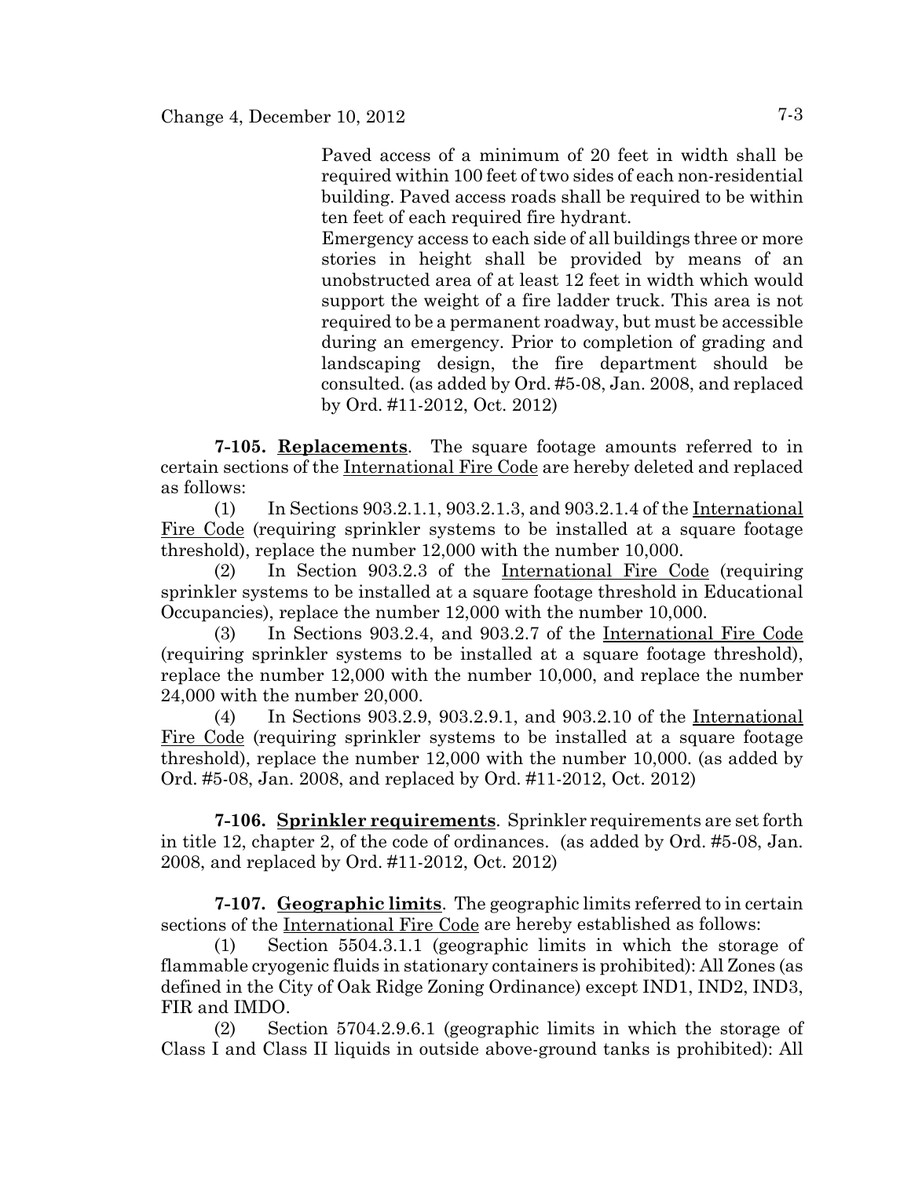Paved access of a minimum of 20 feet in width shall be required within 100 feet of two sides of each non-residential building. Paved access roads shall be required to be within ten feet of each required fire hydrant.

Emergency access to each side of all buildings three or more stories in height shall be provided by means of an unobstructed area of at least 12 feet in width which would support the weight of a fire ladder truck. This area is not required to be a permanent roadway, but must be accessible during an emergency. Prior to completion of grading and landscaping design, the fire department should be consulted. (as added by Ord. #5-08, Jan. 2008, and replaced by Ord. #11-2012, Oct. 2012)

**7-105. Replacements**. The square footage amounts referred to in certain sections of the International Fire Code are hereby deleted and replaced as follows:

(1) In Sections 903.2.1.1, 903.2.1.3, and 903.2.1.4 of the International Fire Code (requiring sprinkler systems to be installed at a square footage threshold), replace the number 12,000 with the number 10,000.

(2) In Section 903.2.3 of the International Fire Code (requiring sprinkler systems to be installed at a square footage threshold in Educational Occupancies), replace the number 12,000 with the number 10,000.

(3) In Sections 903.2.4, and 903.2.7 of the International Fire Code (requiring sprinkler systems to be installed at a square footage threshold), replace the number 12,000 with the number 10,000, and replace the number 24,000 with the number 20,000.

(4) In Sections 903.2.9, 903.2.9.1, and 903.2.10 of the International Fire Code (requiring sprinkler systems to be installed at a square footage threshold), replace the number 12,000 with the number 10,000. (as added by Ord. #5-08, Jan. 2008, and replaced by Ord. #11-2012, Oct. 2012)

**7-106. Sprinkler requirements**. Sprinkler requirements are set forth in title 12, chapter 2, of the code of ordinances. (as added by Ord. #5-08, Jan. 2008, and replaced by Ord. #11-2012, Oct. 2012)

**7-107. Geographic limits**. The geographic limits referred to in certain sections of the International Fire Code are hereby established as follows:

(1) Section 5504.3.1.1 (geographic limits in which the storage of flammable cryogenic fluids in stationary containers is prohibited): All Zones (as defined in the City of Oak Ridge Zoning Ordinance) except IND1, IND2, IND3, FIR and IMDO.

(2) Section 5704.2.9.6.1 (geographic limits in which the storage of Class I and Class II liquids in outside above-ground tanks is prohibited): All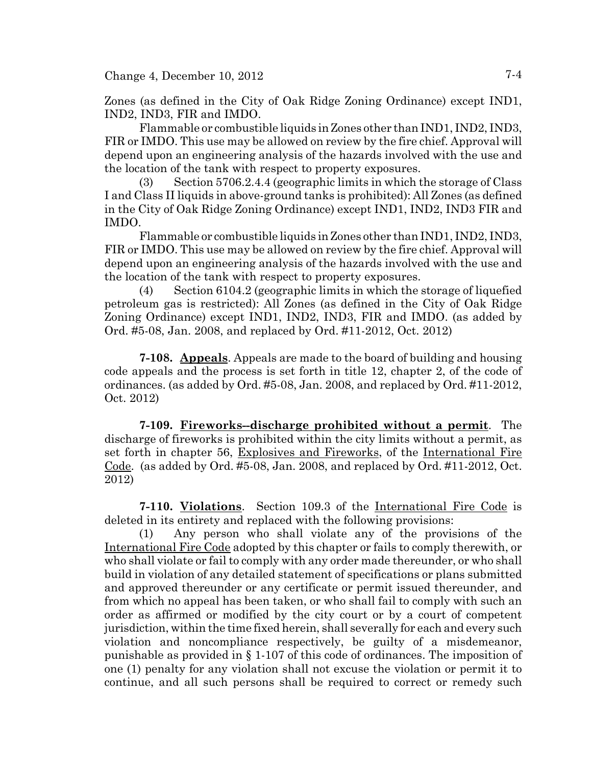Zones (as defined in the City of Oak Ridge Zoning Ordinance) except IND1, IND2, IND3, FIR and IMDO.

Flammable or combustible liquids in Zones other than IND1, IND2, IND3, FIR or IMDO. This use may be allowed on review by the fire chief. Approval will depend upon an engineering analysis of the hazards involved with the use and the location of the tank with respect to property exposures.

(3) Section 5706.2.4.4 (geographic limits in which the storage of Class I and Class II liquids in above-ground tanks is prohibited): All Zones (as defined in the City of Oak Ridge Zoning Ordinance) except IND1, IND2, IND3 FIR and IMDO.

Flammable or combustible liquids in Zones other than IND1, IND2, IND3, FIR or IMDO. This use may be allowed on review by the fire chief. Approval will depend upon an engineering analysis of the hazards involved with the use and the location of the tank with respect to property exposures.

(4) Section 6104.2 (geographic limits in which the storage of liquefied petroleum gas is restricted): All Zones (as defined in the City of Oak Ridge Zoning Ordinance) except IND1, IND2, IND3, FIR and IMDO. (as added by Ord. #5-08, Jan. 2008, and replaced by Ord. #11-2012, Oct. 2012)

**7-108. Appeals**. Appeals are made to the board of building and housing code appeals and the process is set forth in title 12, chapter 2, of the code of ordinances. (as added by Ord. #5-08, Jan. 2008, and replaced by Ord. #11-2012, Oct. 2012)

**7-109. Fireworks--discharge prohibited without a permit**. The discharge of fireworks is prohibited within the city limits without a permit, as set forth in chapter 56, Explosives and Fireworks, of the International Fire Code. (as added by Ord. #5-08, Jan. 2008, and replaced by Ord. #11-2012, Oct. 2012)

**7-110. Violations**. Section 109.3 of the International Fire Code is deleted in its entirety and replaced with the following provisions:

(1) Any person who shall violate any of the provisions of the International Fire Code adopted by this chapter or fails to comply therewith, or who shall violate or fail to comply with any order made thereunder, or who shall build in violation of any detailed statement of specifications or plans submitted and approved thereunder or any certificate or permit issued thereunder, and from which no appeal has been taken, or who shall fail to comply with such an order as affirmed or modified by the city court or by a court of competent jurisdiction, within the time fixed herein, shall severally for each and every such violation and noncompliance respectively, be guilty of a misdemeanor, punishable as provided in § 1-107 of this code of ordinances. The imposition of one (1) penalty for any violation shall not excuse the violation or permit it to continue, and all such persons shall be required to correct or remedy such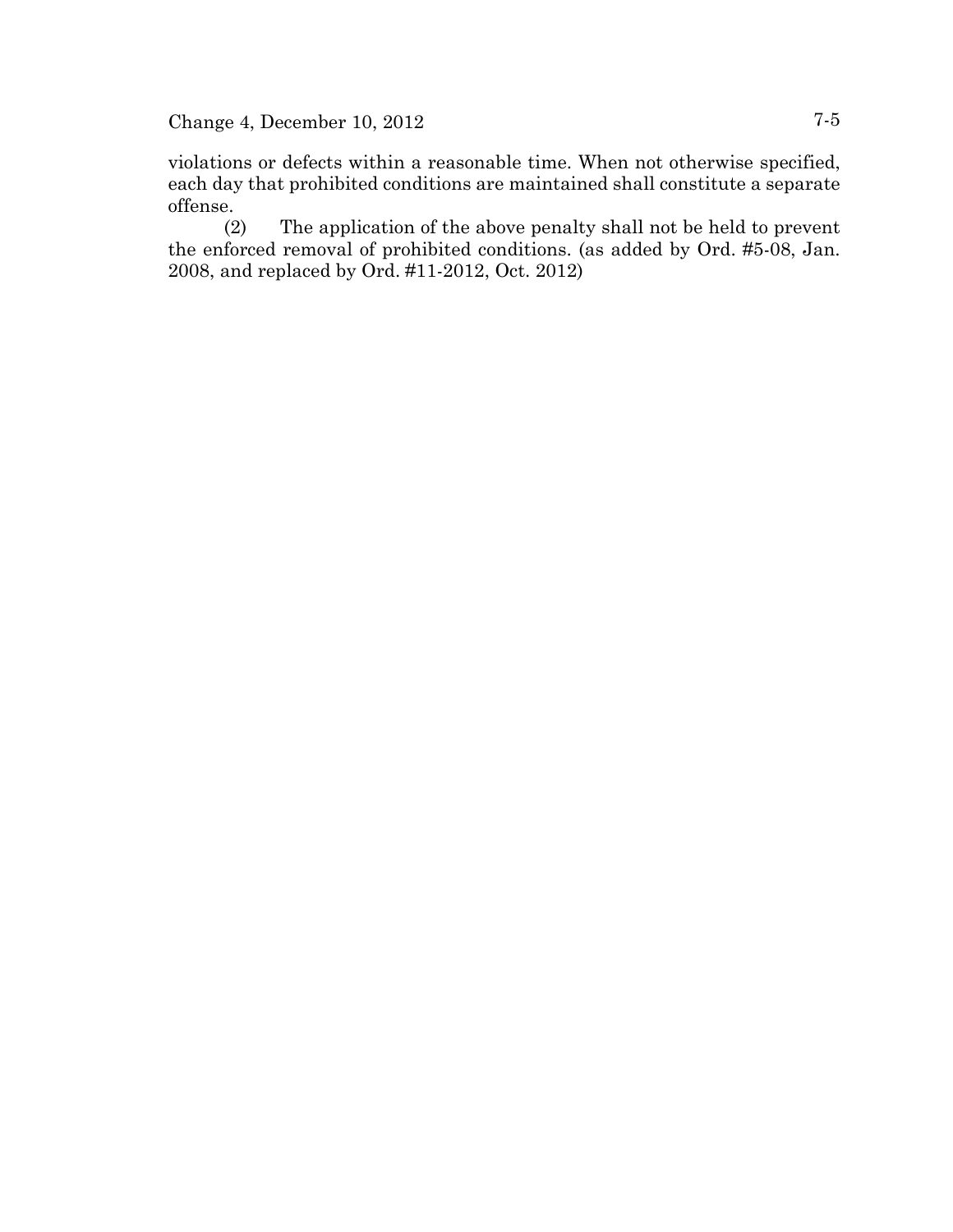violations or defects within a reasonable time. When not otherwise specified, each day that prohibited conditions are maintained shall constitute a separate offense.

(2) The application of the above penalty shall not be held to prevent the enforced removal of prohibited conditions. (as added by Ord. #5-08, Jan. 2008, and replaced by Ord. #11-2012, Oct. 2012)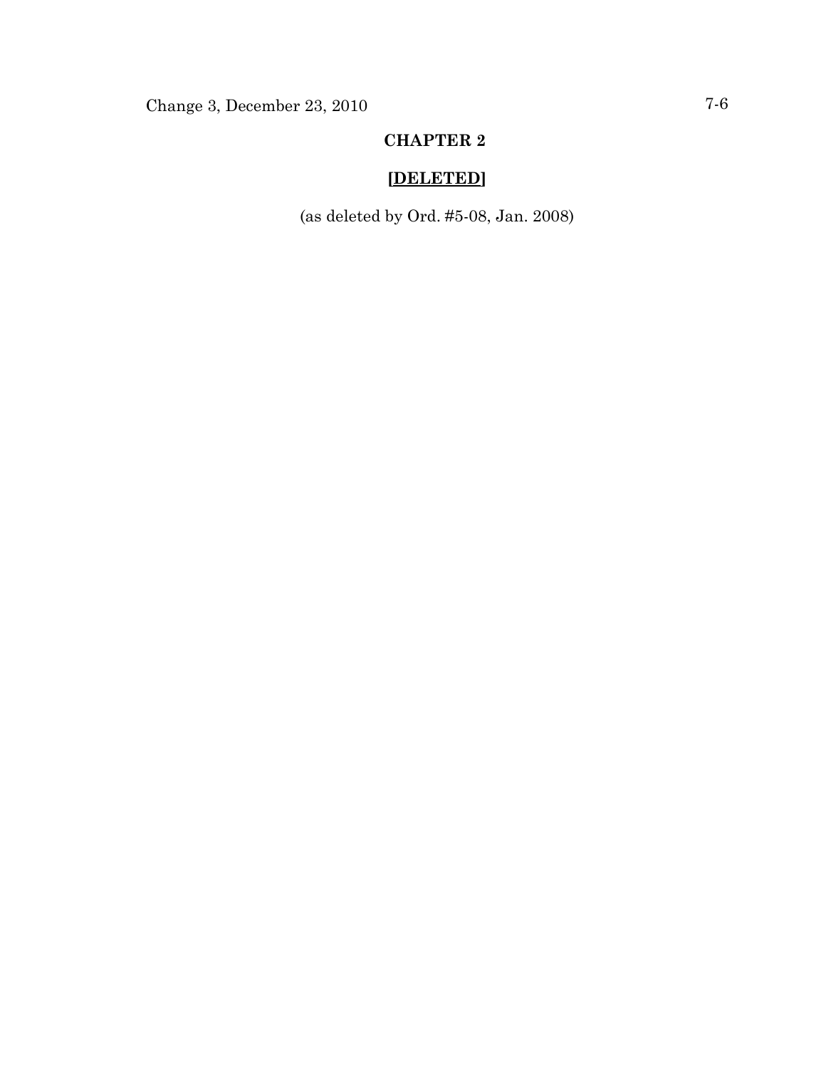# CHAPTER 2

## [DELETED]

(as deleted by Ord. #5-08, Jan. 2008)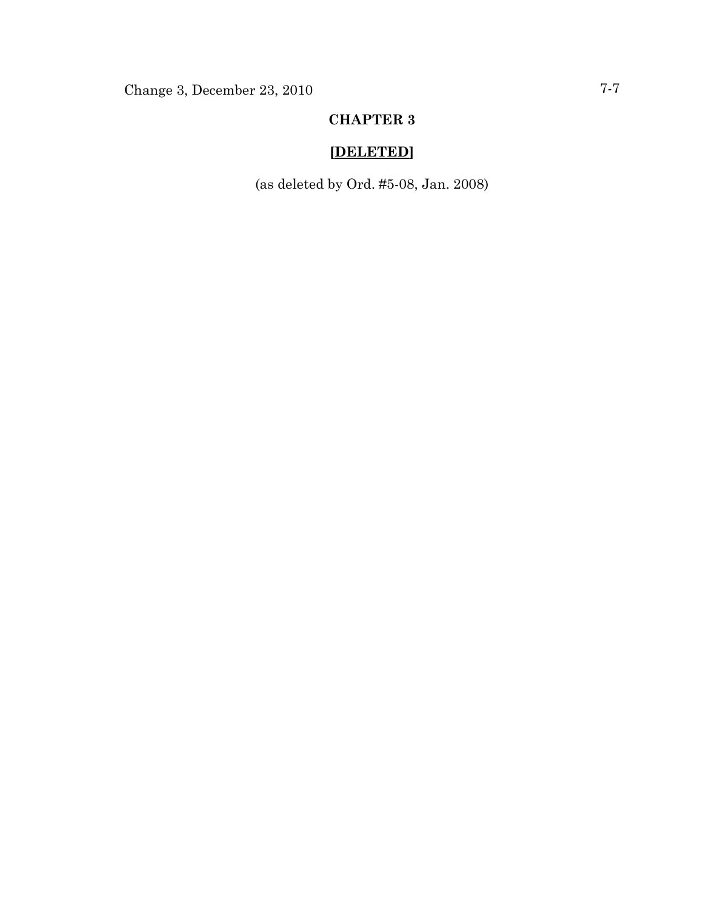# CHAPTER 3

## [DELETED]

(as deleted by Ord. #5-08, Jan. 2008)